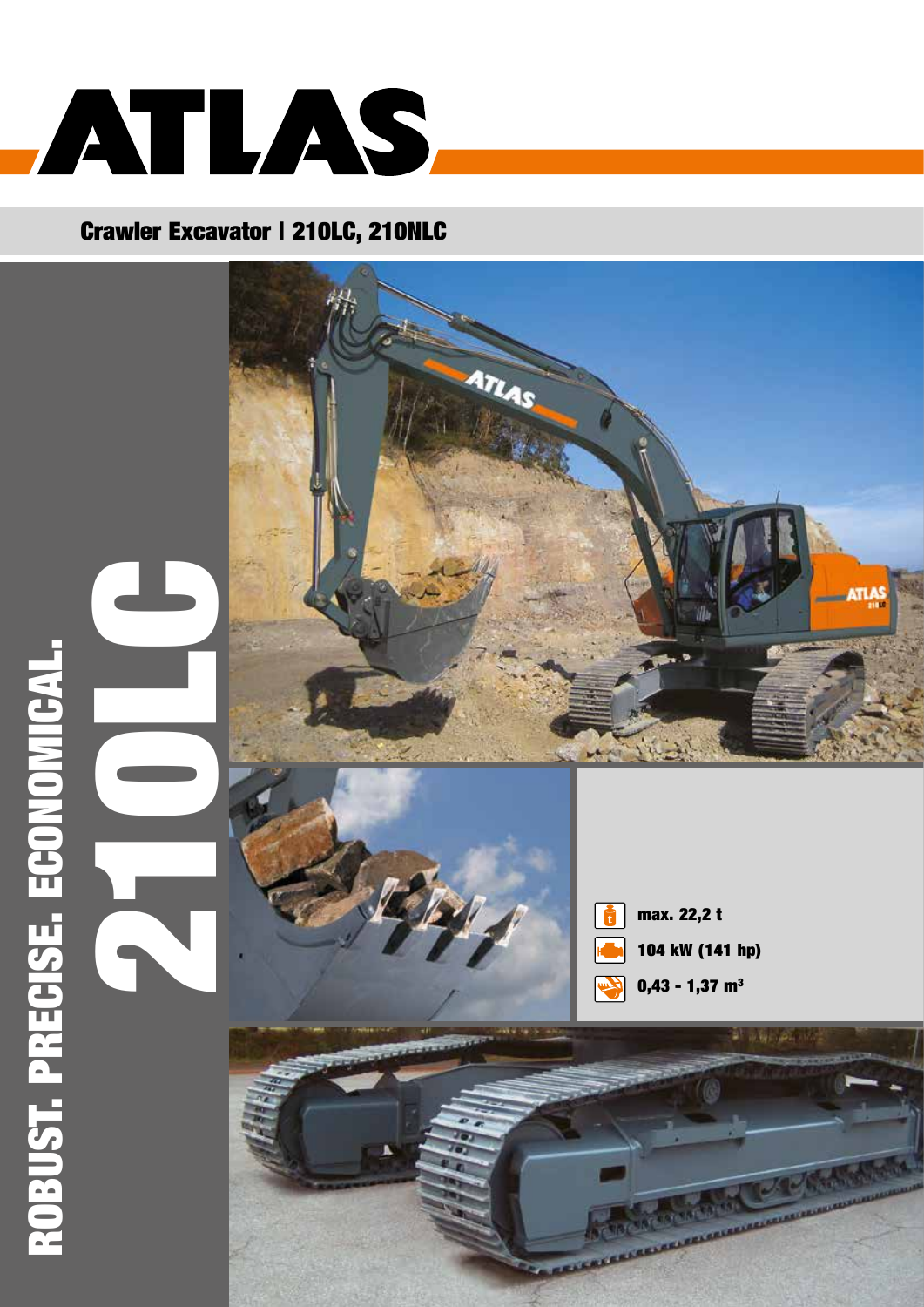# ATLAS

## Crawler Excavator | 210LC, 210NLC

# 210LC

**ROBUST. PRECISE. ECONOMICAL.**

- **max. 22,2 t**
- **104 kW (141 hp)**
- **0,43 - 1,37 m³**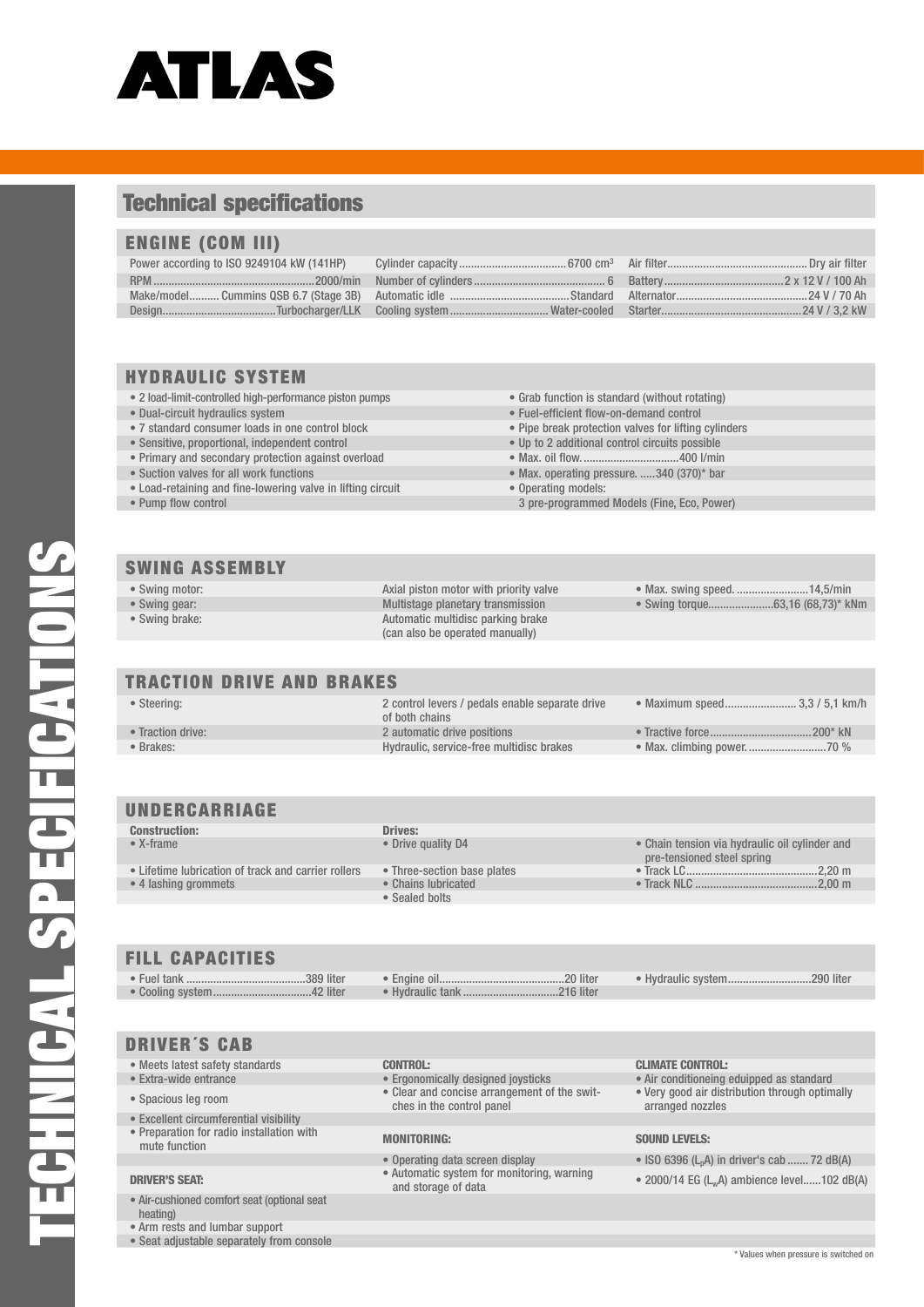# ATLAS

## Technical specifications

### ENGINE (COM III)

| | | |
|---|---|---|
| Power according to ISO 9249104 kW (141HP) | Cylinder capacity 6700 cm³ | Air filter Dry air filter |
| RPM 2000/min | Number of cylinders 6 | Battery 2 x 12 V / 100 Ah |
| Make/model Cummins QSB 6.7 (Stage 3B) | Automatic idle Standard | Alternator 24 V / 70 Ah |
| Design Turbocharger/LLK | Cooling system Water-cooled | Starter 24 V / 3,2 kW |

### HYDRAULIC SYSTEM

- 2 load-limit-controlled high-performance piston pumps
- Dual-circuit hydraulics system
- 7 standard consumer loads in one control block
- Sensitive, proportional, independent control
- Primary and secondary protection against overload
- Suction valves for all work functions
- Load-retaining and fine-lowering valve in lifting circuit
- Pump flow control
- Grab function is standard (without rotating)
- Fuel-efficient flow-on-demand control
- Pipe break protection valves for lifting cylinders
- Up to 2 additional control circuits possible
- Max. oil flow 400 l/min
- Max. operating pressure 340 (370)* bar
- Operating models:
  3 pre-programmed Models (Fine, Eco, Power)

### SWING ASSEMBLY

| | | |
|---|---|---|
| • Swing motor: | Axial piston motor with priority valve | • Max. swing speed 14,5/min |
| • Swing gear: | Multistage planetary transmission | • Swing torque 63,16 (68,73)* kNm |
| • Swing brake: | Automatic multidisc parking brake (can also be operated manually) | |

### TRACTION DRIVE AND BRAKES

| | | |
|---|---|---|
| • Steering: | 2 control levers / pedals enable separate drive of both chains | • Maximum speed 3,3 / 5,1 km/h |
| • Traction drive: | 2 automatic drive positions | • Tractive force 200* kN |
| • Brakes: | Hydraulic, service-free multidisc brakes | • Max. climbing power 70 % |

### UNDERCARRIAGE

| **Construction:** | **Drives:** | |
|---|---|---|
| • X-frame | • Drive quality D4 | • Chain tension via hydraulic oil cylinder and pre-tensioned steel spring |
| • Lifetime lubrication of track and carrier rollers | • Three-section base plates | • Track LC 2,20 m |
| • 4 lashing grommets | • Chains lubricated | • Track NLC 2,00 m |
| | • Sealed bolts | |

### FILL CAPACITIES

| | | |
|---|---|---|
| • Fuel tank 389 liter | • Engine oil 20 liter | • Hydraulic system 290 liter |
| • Cooling system 42 liter | • Hydraulic tank 216 liter | |

### DRIVER´S CAB

- Meets latest safety standards
- Extra-wide entrance
- Spacious leg room
- Excellent circumferential visibility
- Preparation for radio installation with mute function

**DRIVER'S SEAT:**

- Air-cushioned comfort seat (optional seat heating)
- Arm rests and lumbar support
- Seat adjustable separately from console

**CONTROL:**

- Ergonomically designed joysticks
- Clear and concise arrangement of the switches in the control panel

**MONITORING:**

- Operating data screen display
- Automatic system for monitoring, warning and storage of data

**CLIMATE CONTROL:**

- Air conditioneing eduipped as standard
- Very good air distribution through optimally arranged nozzles

**SOUND LEVELS:**

- ISO 6396 ($L_pA$) in driver's cab 72 dB(A)
- 2000/14 EG ($L_wA$) ambience level 102 dB(A)

\* Values when pressure is switched on

TECHNICAL SPECIFICATIONS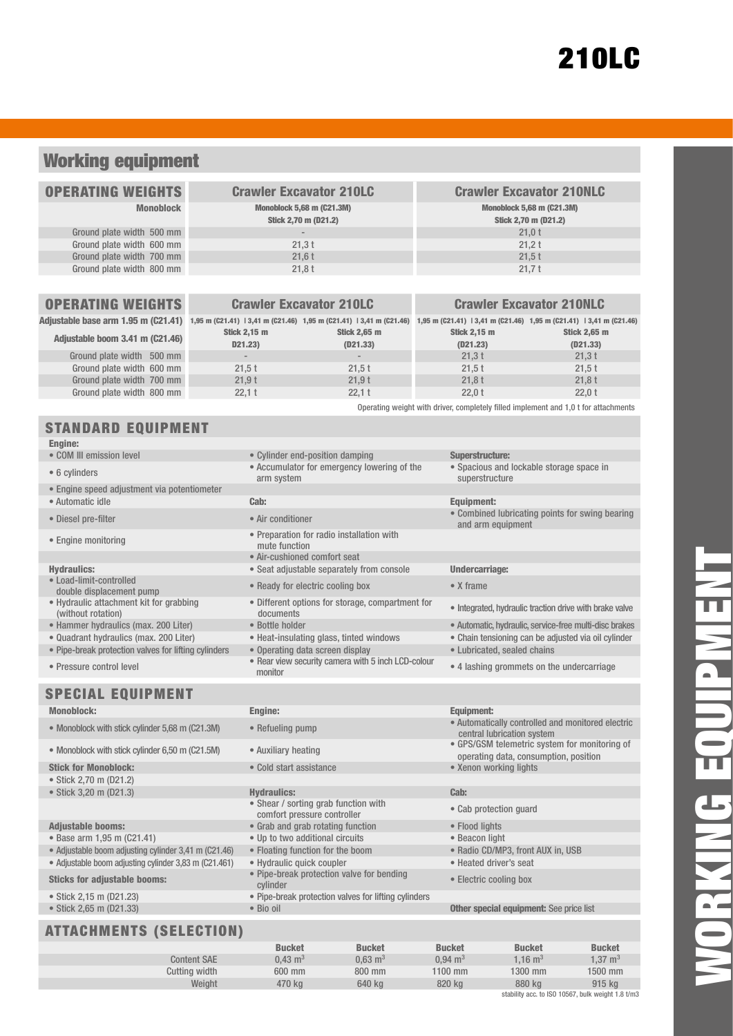# 210LC

## Working equipment

| OPERATING WEIGHTS | Crawler Excavator 210LC | Crawler Excavator 210NLC |
|---|---|---|
| Monoblock | Monoblock 5,68 m (C21.3M) Stick 2,70 m (D21.2) | Monoblock 5,68 m (C21.3M) Stick 2,70 m (D21.2) |
| Ground plate width 500 mm | - | 21,0 t |
| Ground plate width 600 mm | 21,3 t | 21,2 t |
| Ground plate width 700 mm | 21,6 t | 21,5 t |
| Ground plate width 800 mm | 21,8 t | 21,7 t |

| OPERATING WEIGHTS | Crawler Excavator 210LC | | Crawler Excavator 210NLC | |
|---|---|---|---|---|
| Adjustable base arm 1.95 m (C21.41) | 1,95 m (C21.41) I 3,41 m (C21.46) | 1,95 m (C21.41) I 3,41 m (C21.46) | 1,95 m (C21.41) I 3,41 m (C21.46) | 1,95 m (C21.41) I 3,41 m (C21.46) |
| Adjustable boom 3.41 m (C21.46) | Stick 2,15 m D21.23) | Stick 2,65 m (D21.33) | Stick 2,15 m (D21.23) | Stick 2,65 m (D21.33) |
| Ground plate width 500 mm | - | - | 21,3 t | 21,3 t |
| Ground plate width 600 mm | 21,5 t | 21,5 t | 21,5 t | 21,5 t |
| Ground plate width 700 mm | 21,9 t | 21,9 t | 21,8 t | 21,8 t |
| Ground plate width 800 mm | 22,1 t | 22,1 t | 22,0 t | 22,0 t |

Operating weight with driver, completely filled implement and 1,0 t for attachments

## STANDARD EQUIPMENT

**Engine:**
- COM III emission level
- 6 cylinders
- Engine speed adjustment via potentiometer
- Automatic idle
- Diesel pre-filter
- Engine monitoring

**Hydraulics:**
- Load-limit-controlled double displacement pump
- Hydraulic attachment kit for grabbing (without rotation)
- Hammer hydraulics (max. 200 Liter)
- Quadrant hydraulics (max. 200 Liter)
- Pipe-break protection valves for lifting cylinders
- Pressure control level
- Cylinder end-position damping
- Accumulator for emergency lowering of the arm system

**Cab:**
- Air conditioner
- Preparation for radio installation with mute function
- Air-cushioned comfort seat
- Seat adjustable separately from console
- Ready for electric cooling box
- Different options for storage, compartment for documents
- Bottle holder
- Heat-insulating glass, tinted windows
- Operating data screen display
- Rear view security camera with 5 inch LCD-colour monitor

**Superstructure:**
- Spacious and lockable storage space in superstructure

**Equipment:**
- Combined lubricating points for swing bearing and arm equipment

**Undercarriage:**
- X frame
- Integrated, hydraulic traction drive with brake valve
- Automatic, hydraulic, service-free multi-disc brakes
- Chain tensioning can be adjusted via oil cylinder
- Lubricated, sealed chains
- 4 lashing grommets on the undercarriage

## SPECIAL EQUIPMENT

**Monoblock:**
- Monoblock with stick cylinder 5,68 m (C21.3M)
- Monoblock with stick cylinder 6,50 m (C21.5M)

**Stick for Monoblock:**
- Stick 2,70 m (D21.2)
- Stick 3,20 m (D21.3)

**Adjustable booms:**
- Base arm 1,95 m (C21.41)
- Adjustable boom adjusting cylinder 3,41 m (C21.46)
- Adjustable boom adjusting cylinder 3,83 m (C21.461)

**Sticks for adjustable booms:**
- Stick 2,15 m (D21.23)
- Stick 2,65 m (D21.33)

**Engine:**
- Refueling pump
- Auxiliary heating
- Cold start assistance

**Hydraulics:**
- Shear / sorting grab function with comfort pressure controller
- Grab and grab rotating function
- Up to two additional circuits
- Floating function for the boom
- Hydraulic quick coupler
- Pipe-break protection valve for bending cylinder
- Pipe-break protection valves for lifting cylinders
- Bio oil

**Equipment:**
- Automatically controlled and monitored electric central lubrication system
- GPS/GSM telemetric system for monitoring of operating data, consumption, position
- Xenon working lights

**Cab:**
- Cab protection guard
- Flood lights
- Beacon light
- Radio CD/MP3, front AUX in, USB
- Heated driver's seat
- Electric cooling box

**Other special equipment:** See price list

## ATTACHMENTS (SELECTION)

| | Bucket | Bucket | Bucket | Bucket | Bucket |
|---|---|---|---|---|---|
| Content SAE | 0,43 m³ | 0,63 m³ | 0,94 m³ | 1,16 m³ | 1,37 m³ |
| Cutting width | 600 mm | 800 mm | 1100 mm | 1300 mm | 1500 mm |
| Weight | 470 kg | 640 kg | 820 kg | 880 kg | 915 kg |

stability acc. to ISO 10567, bulk weight 1.8 t/m3

WORKING EQUIPMENT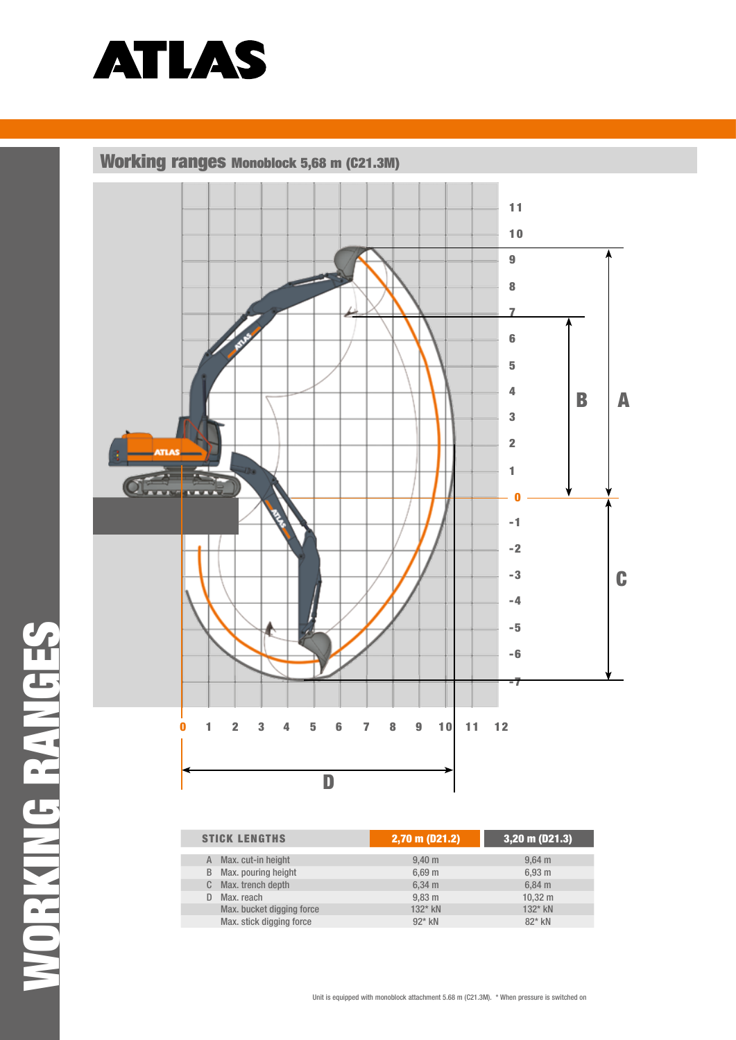# ATLAS

## Working ranges Monoblock 5,68 m (C21.3M)

| STICK LENGTHS | | 2,70 m (D21.2) | 3,20 m (D21.3) |
|---|---|---|---|
| A | Max. cut-in height | 9,40 m | 9,64 m |
| B | Max. pouring height | 6,69 m | 6,93 m |
| C | Max. trench depth | 6,34 m | 6,84 m |
| D | Max. reach | 9,83 m | 10,32 m |
| | Max. bucket digging force | 132* kN | 132* kN |
| | Max. stick digging force | 92* kN | 82* kN |

Unit is equipped with monoblock attachment 5.68 m (C21.3M). * When pressure is switched on

WORKING RANGES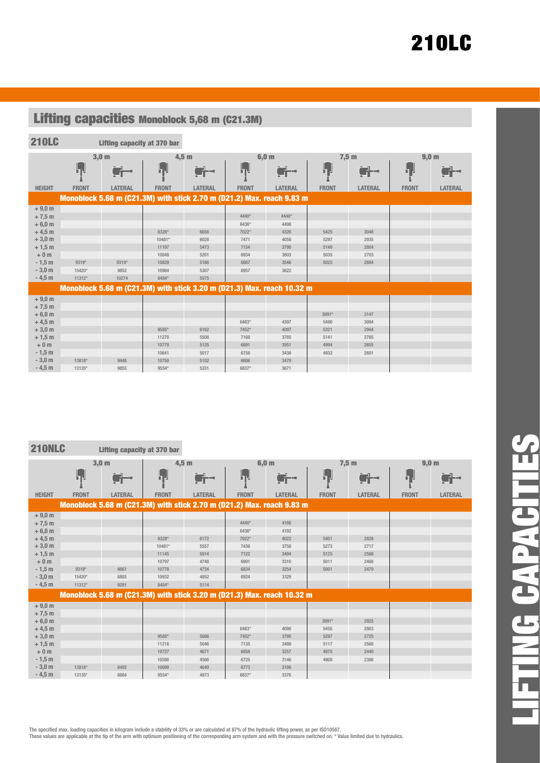# Lifting capacities Monoblock 5,68 m (C21.3M)

## 210LC

Lifting capacity at 370 bar

| | 3,0 m | | 4,5 m | | 6,0 m | | 7,5 m | | 9,0 m | |
|---|---|---|---|---|---|---|---|---|---|---|
| HEIGHT | FRONT | LATERAL | FRONT | LATERAL | FRONT | LATERAL | FRONT | LATERAL | FRONT | LATERAL |
| **Monoblock 5.68 m (C21.3M) with stick 2.70 m (D21.2) Max. reach 9.83 m** | | | | | | | | | | |
| + 9,0 m | | | | | | | | | | |
| + 7,5 m | | | | | 4440* | 4440* | | | | |
| + 6,0 m | | | | | 6436* | 4498 | | | | |
| + 4,5 m | | | 8328* | 6656 | 7022* | 4326 | 5425 | 3048 | | |
| + 3,0 m | | | 10481* | 6028 | 7471 | 4058 | 5297 | 2935 | | |
| + 1,5 m | | | 11197 | 5473 | 7154 | 3790 | 5149 | 2804 | | |
| + 0 m | | | 10848 | 5201 | 6934 | 3603 | 5035 | 2703 | | |
| - 1,5 m | 9319* | 9319* | 10829 | 5186 | 6867 | 3546 | 5025 | 2694 | | |
| - 3,0 m | 15420* | 9852 | 10984 | 5307 | 6957 | 3622 | | | | |
| - 4,5 m | 11312* | 10274 | 8484* | 5575 | | | | | | |
| **Monoblock 5.68 m (C21.3M) with stick 3.20 m (D21.3) Max. reach 10.32 m** | | | | | | | | | | |
| + 9,0 m | | | | | | | | | | |
| + 7,5 m | | | | | | | | | | |
| + 6,0 m | | | | | | | 3991* | 3147 | | |
| + 4,5 m | | | | | 6483* | 4397 | 5480 | 3084 | | |
| + 3,0 m | | | 9585* | 6162 | 7452* | 4097 | 5321 | 2944 | | |
| + 1,5 m | | | 11270 | 5508 | 7168 | 3785 | 5141 | 2785 | | |
| + 0 m | | | 10779 | 5125 | 6891 | 3551 | 4994 | 2655 | | |
| - 1,5 m | | | 10641 | 5017 | 6758 | 3438 | 4932 | 2601 | | |
| - 3,0 m | 13818* | 9448 | 10750 | 5102 | 6806 | 3479 | | | | |
| - 4,5 m | 13135* | 9855 | 9554* | 5331 | 6837* | 3671 | | | | |

## 210NLC

Lifting capacity at 370 bar

| | 3,0 m | | 4,5 m | | 6,0 m | | 7,5 m | | 9,0 m | |
|---|---|---|---|---|---|---|---|---|---|---|
| HEIGHT | FRONT | LATERAL | FRONT | LATERAL | FRONT | LATERAL | FRONT | LATERAL | FRONT | LATERAL |
| **Monoblock 5.68 m (C21.3M) with stick 2.70 m (D21.2) Max. reach 9.83 m** | | | | | | | | | | |
| + 9,0 m | | | | | | | | | | |
| + 7,5 m | | | | | 4440* | 4166 | | | | |
| + 6,0 m | | | | | 6436* | 4192 | | | | |
| + 4,5 m | | | 8328* | 6172 | 7022* | 4022 | 5401 | 2828 | | |
| + 3,0 m | | | 10481* | 5557 | 7438 | 3758 | 5273 | 2717 | | |
| + 1,5 m | | | 11145 | 5014 | 7122 | 3494 | 5125 | 2588 | | |
| + 0 m | | | 10797 | 4748 | 6901 | 3310 | 5011 | 2488 | | |
| - 1,5 m | 9319* | 8661 | 10778 | 4734 | 6834 | 3254 | 5001 | 2479 | | |
| - 3,0 m | 15420* | 8885 | 10932 | 4852 | 6924 | 3329 | | | | |
| - 4,5 m | 11312* | 9291 | 8484* | 5114 | | | | | | |
| **Monoblock 5.68 m (C21.3M) with stick 3.20 m (D21.3) Max. reach 10.32 m** | | | | | | | | | | |
| + 9,0 m | | | | | | | | | | |
| + 7,5 m | | | | | | | | | | |
| + 6,0 m | | | | | | | 3991* | 2925 | | |
| + 4,5 m | | | | | 6483* | 4090 | 5455 | 2863 | | |
| + 3,0 m | | | 9585* | 5686 | 7452* | 3795 | 5297 | 2725 | | |
| + 1,5 m | | | 11218 | 5046 | 7135 | 3488 | 5117 | 2568 | | |
| + 0 m | | | 10727 | 4671 | 6858 | 3257 | 4970 | 2440 | | |
| - 1,5 m | | | 10590 | 4566 | 6725 | 3146 | 4908 | 2386 | | |
| - 3,0 m | 13818* | 8492 | 10699 | 4649 | 6773 | 3186 | | | | |
| - 4,5 m | 13135* | 8884 | 9554* | 4873 | 6837* | 3376 | | | | |

The specified max. loading capacities in kilogram include a stability of 33% or are calculated at 87% of the hydraulic lifting power, as per ISO10567.
These values are applicable at the tip of the arm with optimum positioning of the corresponding arm system and with the pressure switched on. * Value limited due to hydraulics.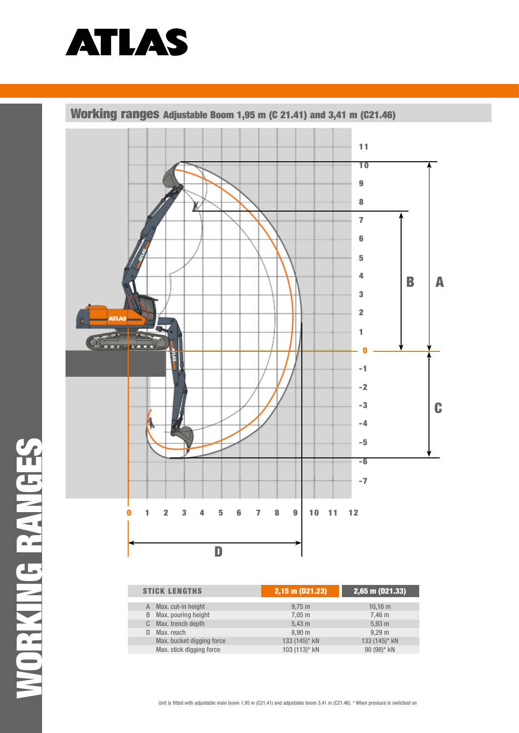# ATLAS

## WORKING RANGES

### Working ranges Adjustable Boom 1,95 m (C 21.41) and 3,41 m (C21.46)

| STICK LENGTHS | | 2,15 m (D21.23) | 2,65 m (D21.33) |
|---|---|---|---|
| A | Max. cut-in height | 9,75 m | 10,16 m |
| B | Max. pouring height | 7,05 m | 7,46 m |
| C | Max. trench depth | 5,43 m | 5,93 m |
| D | Max. reach | 8,90 m | 9,29 m |
| | Max. bucket digging force | 133 (145)* kN | 133 (145)* kN |
| | Max. stick digging force | 103 (113)* kN | 90 (98)* kN |

Unit is fitted with adjustable main boom 1.95 m (C21.41) and adjustable boom 3.41 m (C21.46). * When pressure is switched on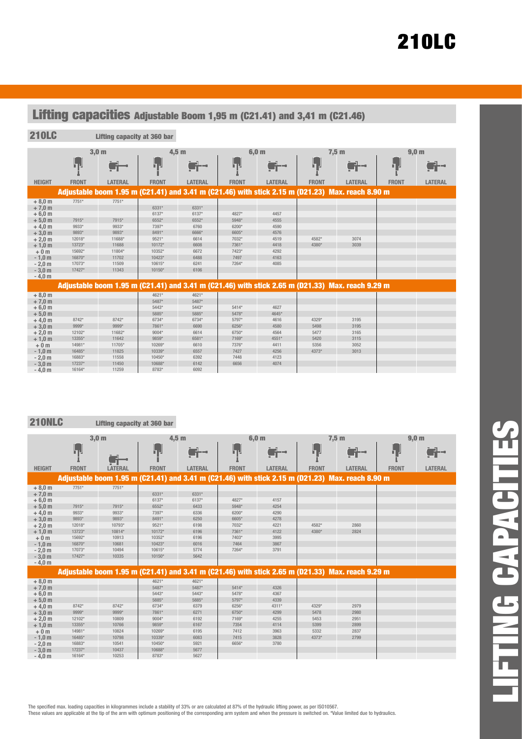# 210LC

## Lifting capacities Adjustable Boom 1,95 m (C21.41) and 3,41 m (C21.46)

### 210LC — Lifting capacity at 360 bar

| HEIGHT | 3,0 m FRONT | 3,0 m LATERAL | 4,5 m FRONT | 4,5 m LATERAL | 6,0 m FRONT | 6,0 m LATERAL | 7,5 m FRONT | 7,5 m LATERAL | 9,0 m FRONT | 9,0 m LATERAL |
|---|---|---|---|---|---|---|---|---|---|---|
| **Adjustable boom 1.95 m (C21.41) and 3.41 m (C21.46) with stick 2.15 m (D21.23) Max. reach 8.90 m** | | | | | | | | | | |
| + 8,0 m | 7751* | 7751* | | | | | | | | |
| + 7,0 m | | | 6331* | 6331* | | | | | | |
| + 6,0 m | | | 6137* | 6137* | 4827* | 4457 | | | | |
| + 5,0 m | 7915* | 7915* | 6552* | 6552* | 5948* | 4555 | | | | |
| + 4,0 m | 9933* | 9933* | 7397* | 6760 | 6200* | 4590 | | | | |
| + 3,0 m | 9893* | 9893* | 8491* | 6666* | 6605* | 4576 | | | | |
| + 2,0 m | 12018* | 11688* | 9521* | 6614 | 7032* | 4519 | 4582* | 3074 | | |
| + 1,0 m | 13723* | 11688 | 10172* | 6608 | 7361* | 4418 | 4380* | 3039 | | |
| + 0 m | 15692* | 11804* | 10352* | 6672 | 7423* | 4292 | | | | |
| - 1,0 m | 16870* | 11702 | 10423* | 6488 | 7497 | 4163 | | | | |
| - 2,0 m | 17073* | 11509 | 10615* | 6241 | 7264* | 4085 | | | | |
| - 3,0 m | 17427* | 11343 | 10150* | 6106 | | | | | | |
| - 4,0 m | | | | | | | | | | |
| **Adjustable boom 1.95 m (C21.41) and 3.41 m (C21.46) with stick 2.65 m (D21.33) Max. reach 9.29 m** | | | | | | | | | | |
| + 8,0 m | | | 4621* | 4621* | | | | | | |
| + 7,0 m | | | 5487* | 5487* | | | | | | |
| + 6,0 m | | | 5443* | 5443* | 5414* | 4627 | | | | |
| + 5,0 m | | | 5885* | 5885* | 5478* | 4645* | | | | |
| + 4,0 m | 8742* | 8742* | 6734* | 6734* | 5797* | 4616 | 4329* | 3195 | | |
| + 3,0 m | 9999* | 9999* | 7861* | 6690 | 6256* | 4580 | 5498 | 3195 | | |
| + 2,0 m | 12102* | 11682* | 9004* | 6614 | 6750* | 4564 | 5477 | 3165 | | |
| + 1,0 m | 13355* | 11642 | 9859* | 6581* | 7169* | 4551* | 5420 | 3115 | | |
| + 0 m | 14981* | 11705* | 10269* | 6610 | 7376* | 4411 | 5356 | 3052 | | |
| - 1,0 m | 16485* | 11825 | 10339* | 6557 | 7427 | 4256 | 4373* | 3013 | | |
| - 2,0 m | 16883* | 11558 | 10450* | 6392 | 7448 | 4123 | | | | |
| - 3,0 m | 17237* | 11450 | 10688* | 6142 | 6656 | 4074 | | | | |
| - 4,0 m | 16164* | 11259 | 8783* | 6092 | | | | | | |

### 210NLC — Lifting capacity at 360 bar

| HEIGHT | 3,0 m FRONT | 3,0 m LATERAL | 4,5 m FRONT | 4,5 m LATERAL | 6,0 m FRONT | 6,0 m LATERAL | 7,5 m FRONT | 7,5 m LATERAL | 9,0 m FRONT | 9,0 m LATERAL |
|---|---|---|---|---|---|---|---|---|---|---|
| **Adjustable boom 1.95 m (C21.41) and 3.41 m (C21.46) with stick 2.15 m (D21.23) Max. reach 8.90 m** | | | | | | | | | | |
| + 8,0 m | 7751* | 7751* | | | | | | | | |
| + 7,0 m | | | 6331* | 6331* | | | | | | |
| + 6,0 m | | | 6137* | 6137* | 4827* | 4157 | | | | |
| + 5,0 m | 7915* | 7915* | 6552* | 6433 | 5948* | 4254 | | | | |
| + 4,0 m | 9933* | 9933* | 7397* | 6336 | 6200* | 4290 | | | | |
| + 3,0 m | 9893* | 9893* | 8491* | 6250 | 6605* | 4278 | | | | |
| + 2,0 m | 12018* | 10793* | 9521* | 6198 | 7032* | 4221 | 4582* | 2860 | | |
| + 1,0 m | 13723* | 10814* | 10172* | 6196 | 7361* | 4122 | 4380* | 2824 | | |
| + 0 m | 15692* | 10913 | 10352* | 6196 | 7403* | 3995 | | | | |
| - 1,0 m | 16870* | 10681 | 10423* | 6016 | 7464 | 3867 | | | | |
| - 2,0 m | 17073* | 10494 | 10615* | 5774 | 7264* | 3791 | | | | |
| - 3,0 m | 17427* | 10335 | 10150* | 5642 | | | | | | |
| - 4,0 m | | | | | | | | | | |
| **Adjustable boom 1.95 m (C21.41) and 3.41 m (C21.46) with stick 2.65 m (D21.33) Max. reach 9.29 m** | | | | | | | | | | |
| + 8,0 m | | | 4621* | 4621* | | | | | | |
| + 7,0 m | | | 5487* | 5487* | 5414* | 4326 | | | | |
| + 6,0 m | | | 5443* | 5443* | 5478* | 4367 | | | | |
| + 5,0 m | | | 5885* | 5885* | 5797* | 4339 | | | | |
| + 4,0 m | 8742* | 8742* | 6734* | 6379 | 6256* | 4311* | 4329* | 2979 | | |
| + 3,0 m | 9999* | 9999* | 7861* | 6271 | 6750* | 4299 | 5478 | 2980 | | |
| + 2,0 m | 12102* | 10809 | 9004* | 6192 | 7169* | 4255 | 5453 | 2951 | | |
| + 1,0 m | 13355* | 10766 | 9859* | 6167 | 7354 | 4114 | 5399 | 2899 | | |
| + 0 m | 14981* | 10824 | 10269* | 6195 | 7412 | 3963 | 5332 | 2837 | | |
| - 1,0 m | 16485* | 10798 | 10339* | 6083 | 7415 | 3828 | 4373* | 2799 | | |
| - 2,0 m | 16883* | 10541 | 10450* | 5921 | 6656* | 3780 | | | | |
| - 3,0 m | 17237* | 10437 | 10688* | 5677 | | | | | | |
| - 4,0 m | 16164* | 10253 | 8783* | 5627 | | | | | | |

The specified max. loading capacities in kilogrammes include a stability of 33% or are calculated at 87% of the hydraulic lifting power, as per ISO10567.
These values are applicable at the tip of the arm with optimum positioning of the corresponding arm system and when the pressure is switched on. *Value limited due to hydraulics.

LIFTING CAPACITIES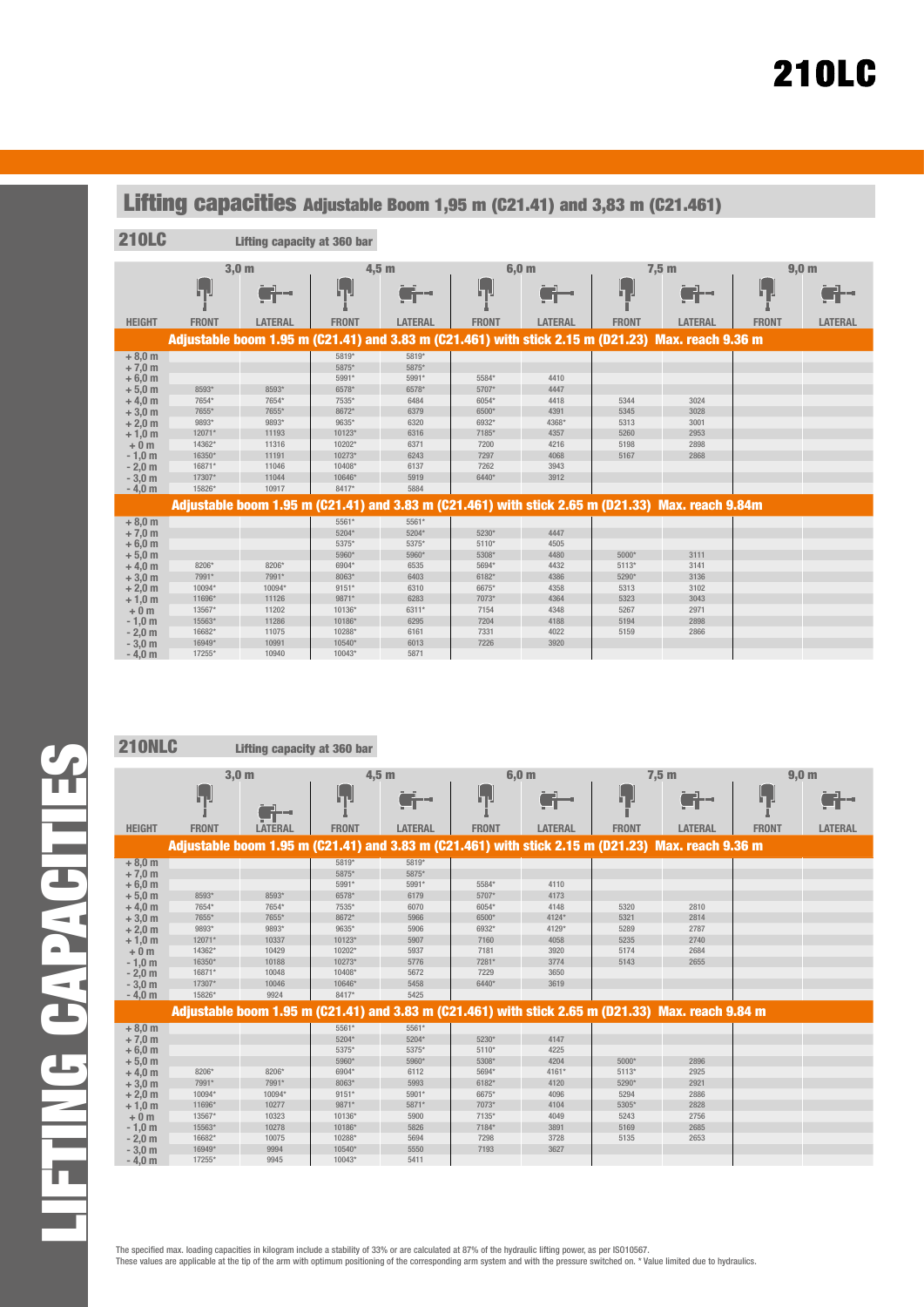# 210LC

## Lifting capacities Adjustable Boom 1,95 m (C21.41) and 3,83 m (C21.461)

### 210LC — Lifting capacity at 360 bar

| HEIGHT | 3,0 m FRONT | 3,0 m LATERAL | 4,5 m FRONT | 4,5 m LATERAL | 6,0 m FRONT | 6,0 m LATERAL | 7,5 m FRONT | 7,5 m LATERAL | 9,0 m FRONT | 9,0 m LATERAL |
|---|---|---|---|---|---|---|---|---|---|---|
| **Adjustable boom 1.95 m (C21.41) and 3.83 m (C21.461) with stick 2.15 m (D21.23) Max. reach 9.36 m** | | | | | | | | | | |
| + 8,0 m | | | 5819* | 5819* | | | | | | |
| + 7,0 m | | | 5875* | 5875* | | | | | | |
| + 6,0 m | | | 5991* | 5991* | 5584* | 4410 | | | | |
| + 5,0 m | 8593* | 8593* | 6578* | 6578* | 5707* | 4447 | | | | |
| + 4,0 m | 7654* | 7654* | 7535* | 6484 | 6054* | 4418 | 5344 | 3024 | | |
| + 3,0 m | 7655* | 7655* | 8672* | 6379 | 6500* | 4391 | 5345 | 3028 | | |
| + 2,0 m | 9893* | 9893* | 9635* | 6320 | 6932* | 4368* | 5313 | 3001 | | |
| + 1,0 m | 12071* | 11193 | 10123* | 6316 | 7185* | 4357 | 5260 | 2953 | | |
| + 0 m | 14362* | 11316 | 10202* | 6371 | 7200 | 4216 | 5198 | 2898 | | |
| - 1,0 m | 16350* | 11191 | 10273* | 6243 | 7297 | 4068 | 5167 | 2868 | | |
| - 2,0 m | 16871* | 11046 | 10408* | 6137 | 7262 | 3943 | | | | |
| - 3,0 m | 17307* | 11044 | 10646* | 5919 | 6440* | 3912 | | | | |
| - 4,0 m | 15826* | 10917 | 8417* | 5884 | | | | | | |
| **Adjustable boom 1.95 m (C21.41) and 3.83 m (C21.461) with stick 2.65 m (D21.33) Max. reach 9.84m** | | | | | | | | | | |
| + 8,0 m | | | 5561* | 5561* | | | | | | |
| + 7,0 m | | | 5204* | 5204* | 5230* | 4447 | | | | |
| + 6,0 m | | | 5375* | 5375* | 5110* | 4505 | | | | |
| + 5,0 m | | | 5960* | 5960* | 5308* | 4480 | 5000* | 3111 | | |
| + 4,0 m | 8206* | 8206* | 6904* | 6535 | 5694* | 4432 | 5113* | 3141 | | |
| + 3,0 m | 7991* | 7991* | 8063* | 6403 | 6182* | 4386 | 5290* | 3136 | | |
| + 2,0 m | 10094* | 10094* | 9151* | 6310 | 6675* | 4358 | 5313 | 3102 | | |
| + 1,0 m | 11696* | 11126 | 9871* | 6283 | 7073* | 4364 | 5323 | 3043 | | |
| + 0 m | 13567* | 11202 | 10136* | 6311* | 7154 | 4348 | 5267 | 2971 | | |
| - 1,0 m | 15563* | 11286 | 10186* | 6295 | 7204 | 4188 | 5194 | 2898 | | |
| - 2,0 m | 16682* | 11075 | 10288* | 6161 | 7331 | 4022 | 5159 | 2866 | | |
| - 3,0 m | 16949* | 10991 | 10540* | 6013 | 7226 | 3920 | | | | |
| - 4,0 m | 17255* | 10940 | 10043* | 5871 | | | | | | |

### 210NLC — Lifting capacity at 360 bar

| HEIGHT | 3,0 m FRONT | 3,0 m LATERAL | 4,5 m FRONT | 4,5 m LATERAL | 6,0 m FRONT | 6,0 m LATERAL | 7,5 m FRONT | 7,5 m LATERAL | 9,0 m FRONT | 9,0 m LATERAL |
|---|---|---|---|---|---|---|---|---|---|---|
| **Adjustable boom 1.95 m (C21.41) and 3.83 m (C21.461) with stick 2.15 m (D21.23) Max. reach 9.36 m** | | | | | | | | | | |
| + 8,0 m | | | 5819* | 5819* | | | | | | |
| + 7,0 m | | | 5875* | 5875* | | | | | | |
| + 6,0 m | | | 5991* | 5991* | 5584* | 4110 | | | | |
| + 5,0 m | 8593* | 8593* | 6578* | 6179 | 5707* | 4173 | | | | |
| + 4,0 m | 7654* | 7654* | 7535* | 6070 | 6054* | 4148 | 5320 | 2810 | | |
| + 3,0 m | 7655* | 7655* | 8672* | 5966 | 6500* | 4124* | 5321 | 2814 | | |
| + 2,0 m | 9893* | 9893* | 9635* | 5906 | 6932* | 4129* | 5289 | 2787 | | |
| + 1,0 m | 12071* | 10337 | 10123* | 5907 | 7160 | 4058 | 5235 | 2740 | | |
| + 0 m | 14362* | 10429 | 10202* | 5937 | 7181 | 3920 | 5174 | 2684 | | |
| - 1,0 m | 16350* | 10188 | 10273* | 5776 | 7281* | 3774 | 5143 | 2655 | | |
| - 2,0 m | 16871* | 10048 | 10408* | 5672 | 7229 | 3650 | | | | |
| - 3,0 m | 17307* | 10046 | 10646* | 5458 | 6440* | 3619 | | | | |
| - 4,0 m | 15826* | 9924 | 8417* | 5425 | | | | | | |
| **Adjustable boom 1.95 m (C21.41) and 3.83 m (C21.461) with stick 2.65 m (D21.33) Max. reach 9.84 m** | | | | | | | | | | |
| + 8,0 m | | | 5561* | 5561* | | | | | | |
| + 7,0 m | | | 5204* | 5204* | 5230* | 4147 | | | | |
| + 6,0 m | | | 5375* | 5375* | 5110* | 4225 | | | | |
| + 5,0 m | | | 5960* | 5960* | 5308* | 4204 | 5000* | 2896 | | |
| + 4,0 m | 8206* | 8206* | 6904* | 6112 | 5694* | 4161* | 5113* | 2925 | | |
| + 3,0 m | 7991* | 7991* | 8063* | 5993 | 6182* | 4120 | 5290* | 2921 | | |
| + 2,0 m | 10094* | 10094* | 9151* | 5901* | 6675* | 4096 | 5294 | 2886 | | |
| + 1,0 m | 11696* | 10277 | 9871* | 5871* | 7073* | 4104 | 5305* | 2828 | | |
| + 0 m | 13567* | 10323 | 10136* | 5900 | 7135* | 4049 | 5243 | 2756 | | |
| - 1,0 m | 15563* | 10278 | 10186* | 5826 | 7184* | 3891 | 5169 | 2685 | | |
| - 2,0 m | 16682* | 10075 | 10288* | 5694 | 7298 | 3728 | 5135 | 2653 | | |
| - 3,0 m | 16949* | 9994 | 10540* | 5550 | 7193 | 3627 | | | | |
| - 4,0 m | 17255* | 9945 | 10043* | 5411 | | | | | | |

The specified max. loading capacities in kilogram include a stability of 33% or are calculated at 87% of the hydraulic lifting power, as per ISO10567.
These values are applicable at the tip of the arm with optimum positioning of the corresponding arm system and with the pressure switched on. * Value limited due to hydraulics.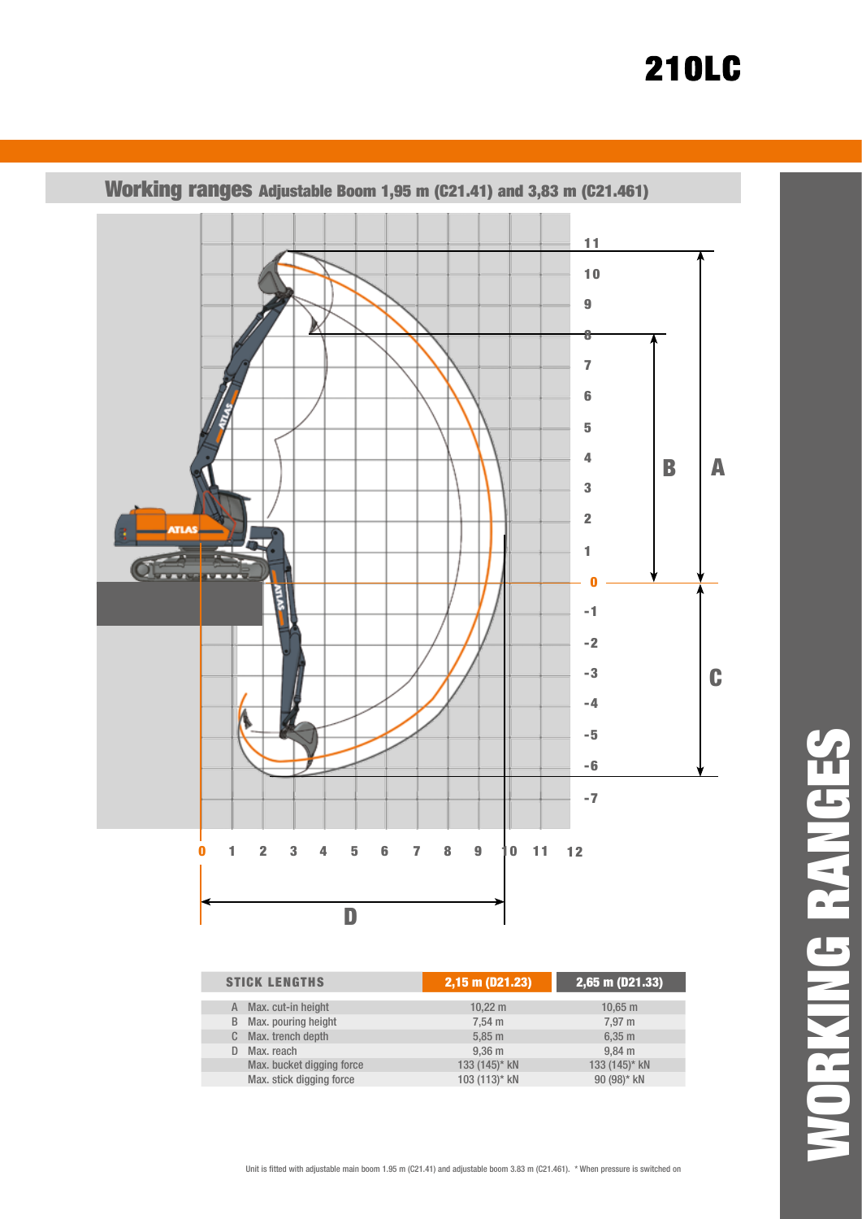# 210LC

## Working ranges Adjustable Boom 1,95 m (C21.41) and 3,83 m (C21.461)

| STICK LENGTHS | | 2,15 m (D21.23) | 2,65 m (D21.33) |
|---|---|---|---|
| A | Max. cut-in height | 10,22 m | 10,65 m |
| B | Max. pouring height | 7,54 m | 7,97 m |
| C | Max. trench depth | 5,85 m | 6,35 m |
| D | Max. reach | 9,36 m | 9,84 m |
| | Max. bucket digging force | 133 (145)* kN | 133 (145)* kN |
| | Max. stick digging force | 103 (113)* kN | 90 (98)* kN |

Unit is fitted with adjustable main boom 1.95 m (C21.41) and adjustable boom 3.83 m (C21.461). * When pressure is switched on

WORKING RANGES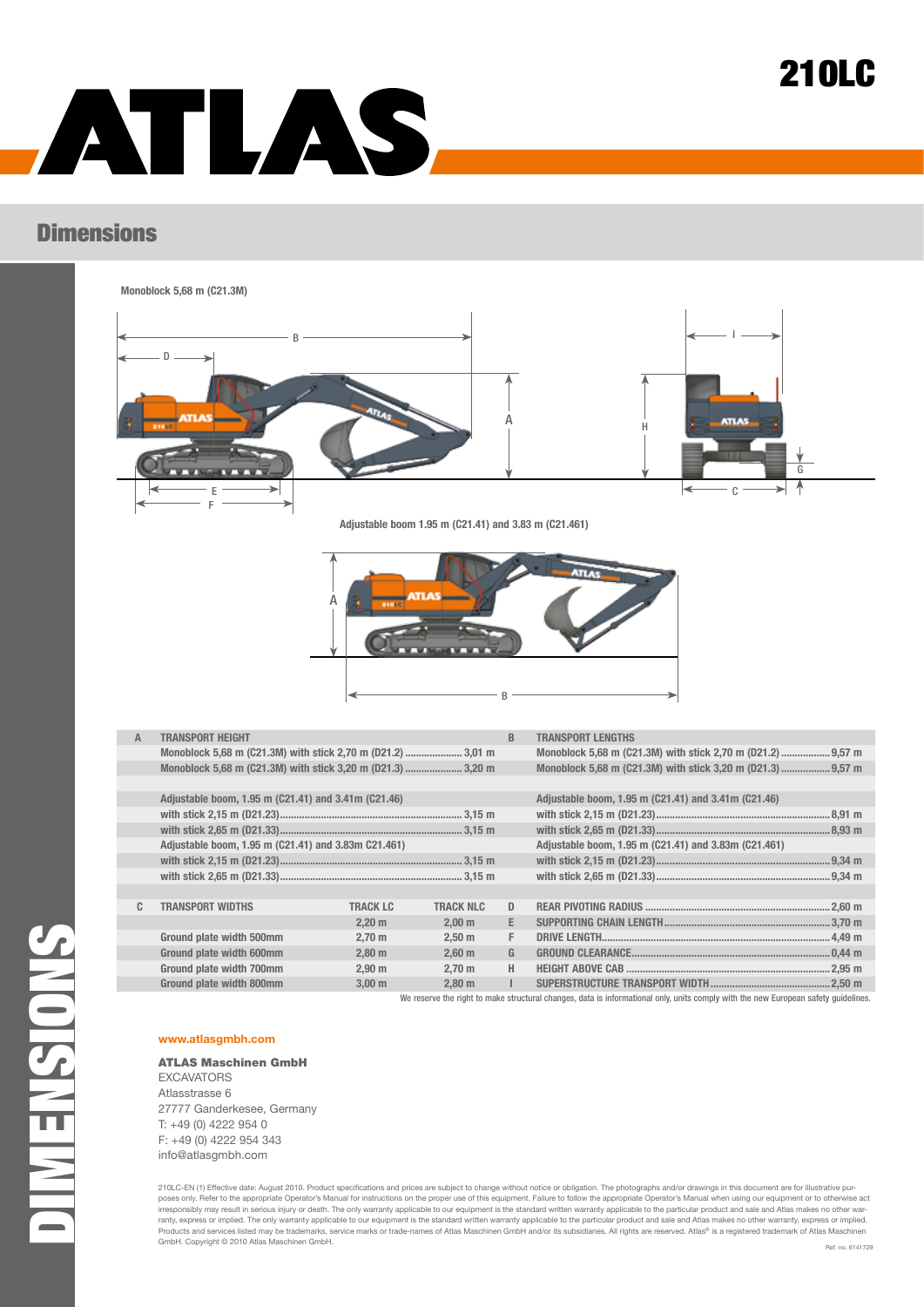# ATLAS

## 210LC

## Dimensions

Monoblock 5,68 m (C21.3M)

D

B

A

E

F

I

H

G

C

Adjustable boom 1.95 m (C21.41) and 3.83 m (C21.461)

A

B

| | | | | | |
|---|---|---|---|---|---|
| A | TRANSPORT HEIGHT | | | B | TRANSPORT LENGTHS |
| | Monoblock 5,68 m (C21.3M) with stick 2,70 m (D21.2) ..................... 3,01 m | | | | Monoblock 5,68 m (C21.3M) with stick 2,70 m (D21.2) .................. 9,57 m |
| | Monoblock 5,68 m (C21.3M) with stick 3,20 m (D21.3) ..................... 3,20 m | | | | Monoblock 5,68 m (C21.3M) with stick 3,20 m (D21.3) .................. 9,57 m |
| | Adjustable boom, 1.95 m (C21.41) and 3.41m (C21.46) | | | | Adjustable boom, 1.95 m (C21.41) and 3.41m (C21.46) |
| | with stick 2,15 m (D21.23) ... 3,15 m | | | | with stick 2,15 m (D21.23) ... 8,91 m |
| | with stick 2,65 m (D21.33) ... 3,15 m | | | | with stick 2,65 m (D21.33) ... 8,93 m |
| | Adjustable boom, 1.95 m (C21.41) and 3.83m C21.461) | | | | Adjustable boom, 1.95 m (C21.41) and 3.83m (C21.461) |
| | with stick 2,15 m (D21.23) ... 3,15 m | | | | with stick 2,15 m (D21.23) ... 9,34 m |
| | with stick 2,65 m (D21.33) ... 3,15 m | | | | with stick 2,65 m (D21.33) ... 9,34 m |
| C | TRANSPORT WIDTHS | TRACK LC | TRACK NLC | D | REAR PIVOTING RADIUS ... 2,60 m |
| | | 2,20 m | 2,00 m | E | SUPPORTING CHAIN LENGTH ... 3,70 m |
| | Ground plate width 500mm | 2,70 m | 2,50 m | F | DRIVE LENGTH ... 4,49 m |
| | Ground plate width 600mm | 2,80 m | 2,60 m | G | GROUND CLEARANCE ... 0,44 m |
| | Ground plate width 700mm | 2,90 m | 2,70 m | H | HEIGHT ABOVE CAB ... 2,95 m |
| | Ground plate width 800mm | 3,00 m | 2,80 m | I | SUPERSTRUCTURE TRANSPORT WIDTH ... 2,50 m |

We reserve the right to make structural changes, data is informational only, units comply with the new European safety guidelines.

**www.atlasgmbh.com**

**ATLAS Maschinen GmbH**
EXCAVATORS
Atlasstrasse 6
27777 Ganderkesee, Germany
T: +49 (0) 4222 954 0
F: +49 (0) 4222 954 343
info@atlasgmbh.com

210LC-EN (1) Effective date: August 2010. Product specifications and prices are subject to change without notice or obligation. The photographs and/or drawings in this document are for illustrative purposes only. Refer to the appropriate Operator's Manual for instructions on the proper use of this equipment. Failure to follow the appropriate Operator's Manual when using our equipment or to otherwise act irresponsibly may result in serious injury or death. The only warranty applicable to our equipment is the standard written warranty applicable to the particular product and sale and Atlas makes no other warranty, express or implied. The only warranty applicable to our equipment is the standard written warranty applicable to the particular product and sale and Atlas makes no other warranty, express or implied. Products and services listed may be trademarks, service marks or trade-names of Atlas Maschinen GmbH and/or its subsidiaries. All rights are reserved. Atlas® is a registered trademark of Atlas Maschinen GmbH. Copyright © 2010 Atlas Maschinen GmbH.

Ref. no. 6141729

DIMENSIONS